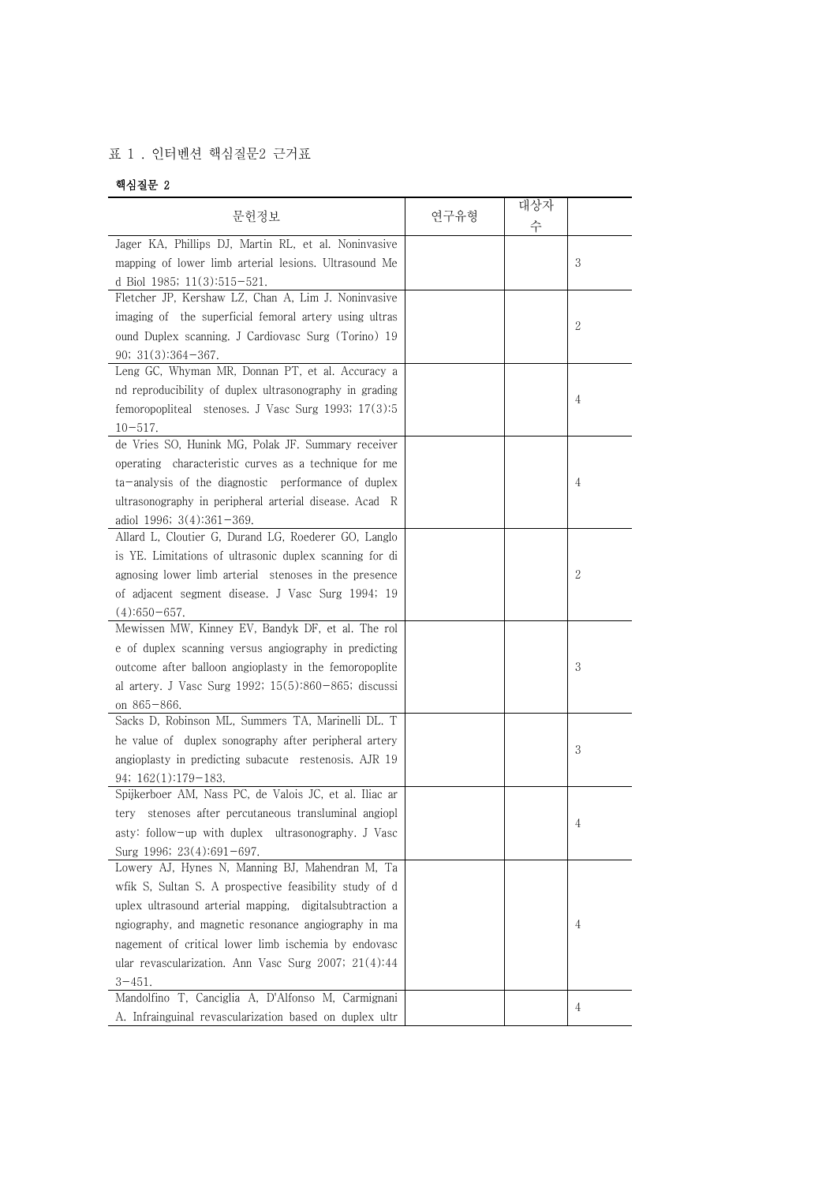표 1 . 인터벤션 핵심질문2 근거표

**핵심질문 2**

| 문헌정보 | 연구유형 | 대상자수 | |
|---|---|---|---|
| Jager KA, Phillips DJ, Martin RL, et al. Noninvasive mapping of lower limb arterial lesions. Ultrasound Med Biol 1985; 11(3):515–521. | | | 3 |
| Fletcher JP, Kershaw LZ, Chan A, Lim J. Noninvasive imaging of the superficial femoral artery using ultrasound Duplex scanning. J Cardiovasc Surg (Torino) 1990; 31(3):364–367. | | | 2 |
| Leng GC, Whyman MR, Donnan PT, et al. Accuracy and reproducibility of duplex ultrasonography in grading femoropopliteal stenoses. J Vasc Surg 1993; 17(3):510–517. | | | 4 |
| de Vries SO, Hunink MG, Polak JF. Summary receiver operating characteristic curves as a technique for meta-analysis of the diagnostic performance of duplex ultrasonography in peripheral arterial disease. Acad Radiol 1996; 3(4):361–369. | | | 4 |
| Allard L, Cloutier G, Durand LG, Roederer GO, Langlois YE. Limitations of ultrasonic duplex scanning for diagnosing lower limb arterial stenoses in the presence of adjacent segment disease. J Vasc Surg 1994; 19(4):650–657. | | | 2 |
| Mewissen MW, Kinney EV, Bandyk DF, et al. The role of duplex scanning versus angiography in predicting outcome after balloon angioplasty in the femoropopliteal artery. J Vasc Surg 1992; 15(5):860–865; discussion 865–866. | | | 3 |
| Sacks D, Robinson ML, Summers TA, Marinelli DL. The value of duplex sonography after peripheral artery angioplasty in predicting subacute restenosis. AJR 1994; 162(1):179–183. | | | 3 |
| Spijkerboer AM, Nass PC, de Valois JC, et al. Iliac artery stenoses after percutaneous transluminal angioplasty: follow-up with duplex ultrasonography. J Vasc Surg 1996; 23(4):691–697. | | | 4 |
| Lowery AJ, Hynes N, Manning BJ, Mahendran M, Tawfik S, Sultan S. A prospective feasibility study of duplex ultrasound arterial mapping, digitalsubtraction angiography, and magnetic resonance angiography in management of critical lower limb ischemia by endovascular revascularization. Ann Vasc Surg 2007; 21(4):443–451. | | | 4 |
| Mandolfino T, Canciglia A, D'Alfonso M, Carmignani A. Infrainguinal revascularization based on duplex ultr | | | 4 |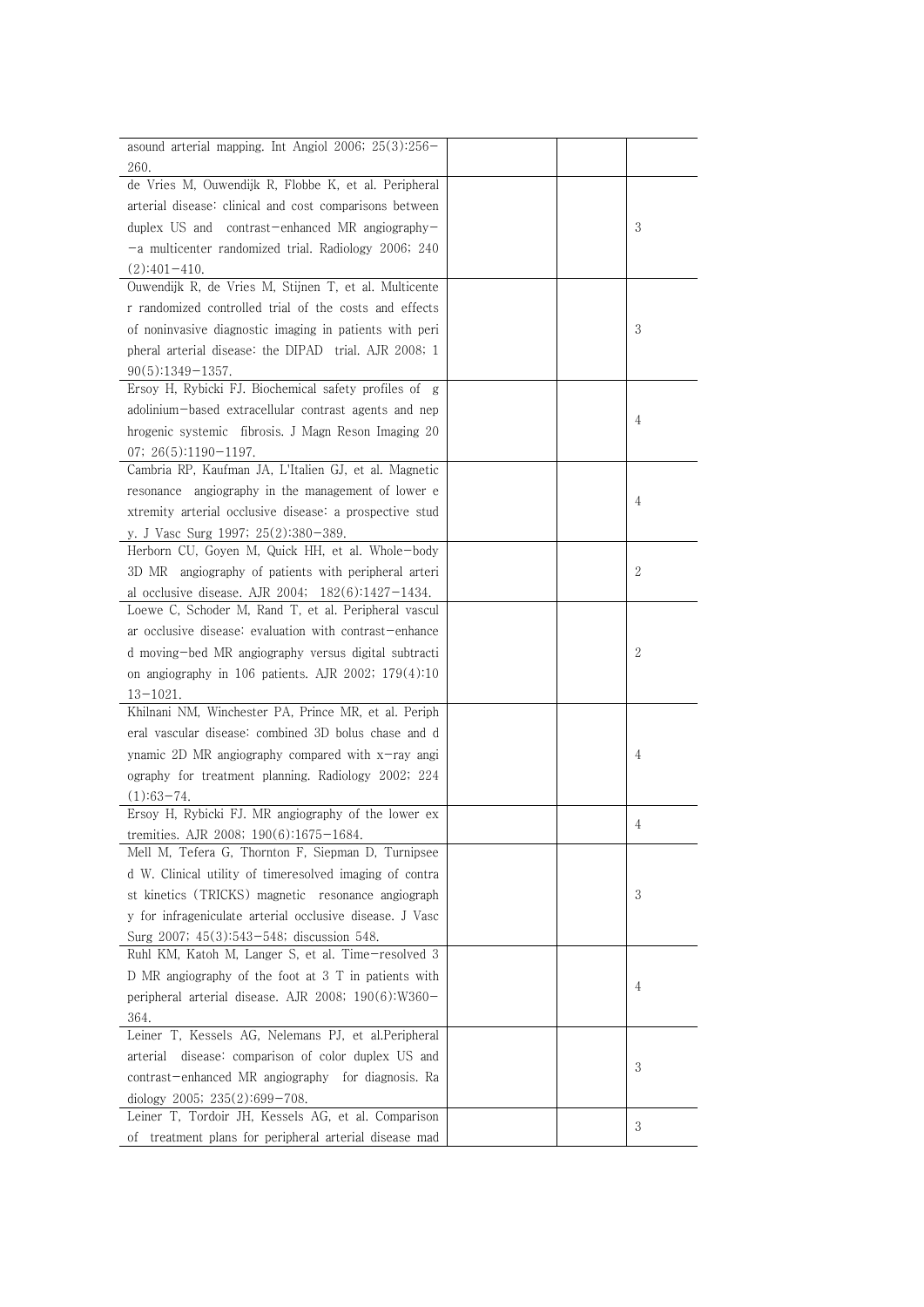| | | | |
|---|---|---|---|
| asound arterial mapping. Int Angiol 2006; 25(3):256-260. | | | |
| de Vries M, Ouwendijk R, Flobbe K, et al. Peripheral arterial disease: clinical and cost comparisons between duplex US and contrast-enhanced MR angiography--a multicenter randomized trial. Radiology 2006; 240(2):401-410. | | | 3 |
| Ouwendijk R, de Vries M, Stijnen T, et al. Multicenter randomized controlled trial of the costs and effects of noninvasive diagnostic imaging in patients with peripheral arterial disease: the DIPAD trial. AJR 2008; 190(5):1349-1357. | | | 3 |
| Ersoy H, Rybicki FJ. Biochemical safety profiles of gadolinium-based extracellular contrast agents and nephrogenic systemic fibrosis. J Magn Reson Imaging 2007; 26(5):1190-1197. | | | 4 |
| Cambria RP, Kaufman JA, L'Italien GJ, et al. Magnetic resonance angiography in the management of lower extremity arterial occlusive disease: a prospective study. J Vasc Surg 1997; 25(2):380-389. | | | 4 |
| Herborn CU, Goyen M, Quick HH, et al. Whole-body 3D MR angiography of patients with peripheral arterial occlusive disease. AJR 2004; 182(6):1427-1434. | | | 2 |
| Loewe C, Schoder M, Rand T, et al. Peripheral vascular occlusive disease: evaluation with contrast-enhanced moving-bed MR angiography versus digital subtraction angiography in 106 patients. AJR 2002; 179(4):1013-1021. | | | 2 |
| Khilnani NM, Winchester PA, Prince MR, et al. Peripheral vascular disease: combined 3D bolus chase and dynamic 2D MR angiography compared with x-ray angiography for treatment planning. Radiology 2002; 224(1):63-74. | | | 4 |
| Ersoy H, Rybicki FJ. MR angiography of the lower extremities. AJR 2008; 190(6):1675-1684. | | | 4 |
| Mell M, Tefera G, Thornton F, Siepman D, Turnipseed W. Clinical utility of timeresolved imaging of contrast kinetics (TRICKS) magnetic resonance angiography for infrageniculate arterial occlusive disease. J Vasc Surg 2007; 45(3):543-548; discussion 548. | | | 3 |
| Ruhl KM, Katoh M, Langer S, et al. Time-resolved 3D MR angiography of the foot at 3 T in patients with peripheral arterial disease. AJR 2008; 190(6):W360-364. | | | 4 |
| Leiner T, Kessels AG, Nelemans PJ, et al.Peripheral arterial disease: comparison of color duplex US and contrast-enhanced MR angiography for diagnosis. Radiology 2005; 235(2):699-708. | | | 3 |
| Leiner T, Tordoir JH, Kessels AG, et al. Comparison of treatment plans for peripheral arterial disease mad | | | 3 |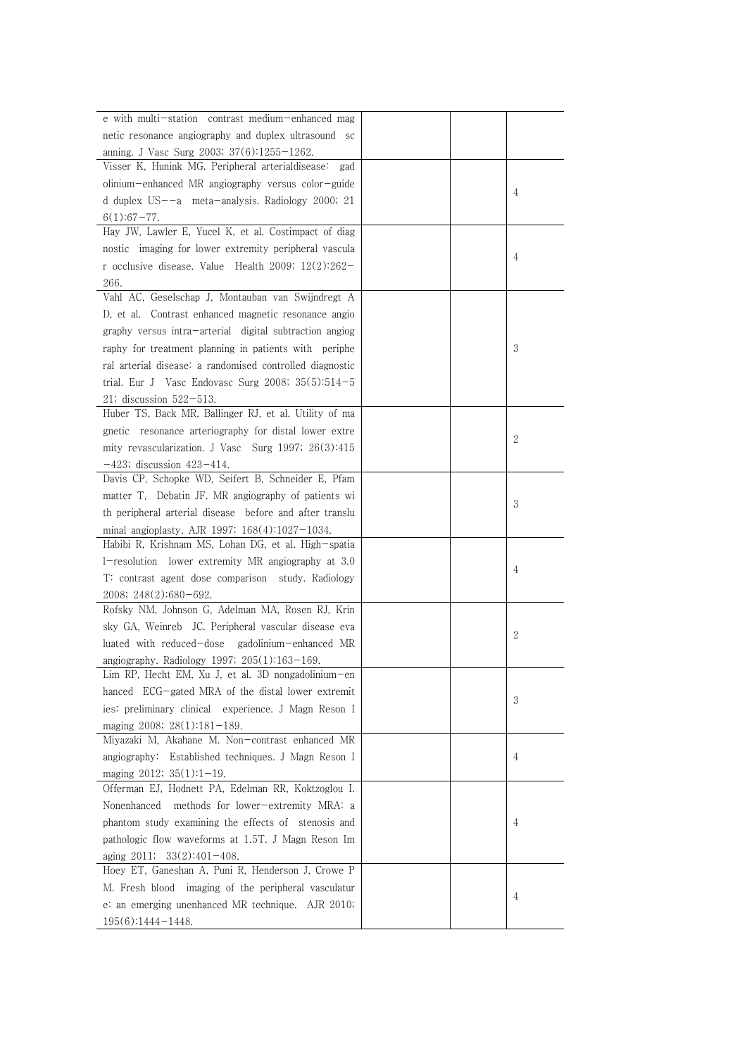| | | | |
|---|---|---|---|
| e with multi−station contrast medium−enhanced magnetic resonance angiography and duplex ultrasound scanning. J Vasc Surg 2003; 37(6):1255−1262. | | | |
| Visser K, Hunink MG. Peripheral arterialdisease: gadolinium−enhanced MR angiography versus color−guided duplex US−−a meta−analysis. Radiology 2000; 216(1):67−77. | | | 4 |
| Hay JW, Lawler E, Yucel K, et al. Costimpact of diagnostic imaging for lower extremity peripheral vascular occlusive disease. Value Health 2009; 12(2):262−266. | | | 4 |
| Vahl AC, Geselschap J, Montauban van Swijndregt AD, et al. Contrast enhanced magnetic resonance angiography versus intra−arterial digital subtraction angiography for treatment planning in patients with peripheral arterial disease: a randomised controlled diagnostic trial. Eur J Vasc Endovasc Surg 2008; 35(5):514−521; discussion 522−513. | | | 3 |
| Huber TS, Back MR, Ballinger RJ, et al. Utility of magnetic resonance arteriography for distal lower extremity revascularization. J Vasc Surg 1997; 26(3):415−423; discussion 423−414. | | | 2 |
| Davis CP, Schopke WD, Seifert B, Schneider E, Pfammatter T, Debatin JF. MR angiography of patients with peripheral arterial disease before and after transluminal angioplasty. AJR 1997; 168(4):1027−1034. | | | 3 |
| Habibi R, Krishnam MS, Lohan DG, et al. High−spatial−resolution lower extremity MR angiography at 3.0 T: contrast agent dose comparison study. Radiology 2008; 248(2):680−692. | | | 4 |
| Rofsky NM, Johnson G, Adelman MA, Rosen RJ, Krinsky GA, Weinreb JC. Peripheral vascular disease evaluated with reduced−dose gadolinium−enhanced MR angiography. Radiology 1997; 205(1):163−169. | | | 2 |
| Lim RP, Hecht EM, Xu J, et al. 3D nongadolinium−enhanced ECG−gated MRA of the distal lower extremities: preliminary clinical experience. J Magn Reson Imaging 2008; 28(1):181−189. | | | 3 |
| Miyazaki M, Akahane M. Non−contrast enhanced MR angiography: Established techniques. J Magn Reson Imaging 2012; 35(1):1−19. | | | 4 |
| Offerman EJ, Hodnett PA, Edelman RR, Koktzoglou I. Nonenhanced methods for lower−extremity MRA: a phantom study examining the effects of stenosis and pathologic flow waveforms at 1.5T. J Magn Reson Imaging 2011; 33(2):401−408. | | | 4 |
| Hoey ET, Ganeshan A, Puni R, Henderson J, Crowe PM. Fresh blood imaging of the peripheral vasculature: an emerging unenhanced MR technique. AJR 2010; 195(6):1444−1448. | | | 4 |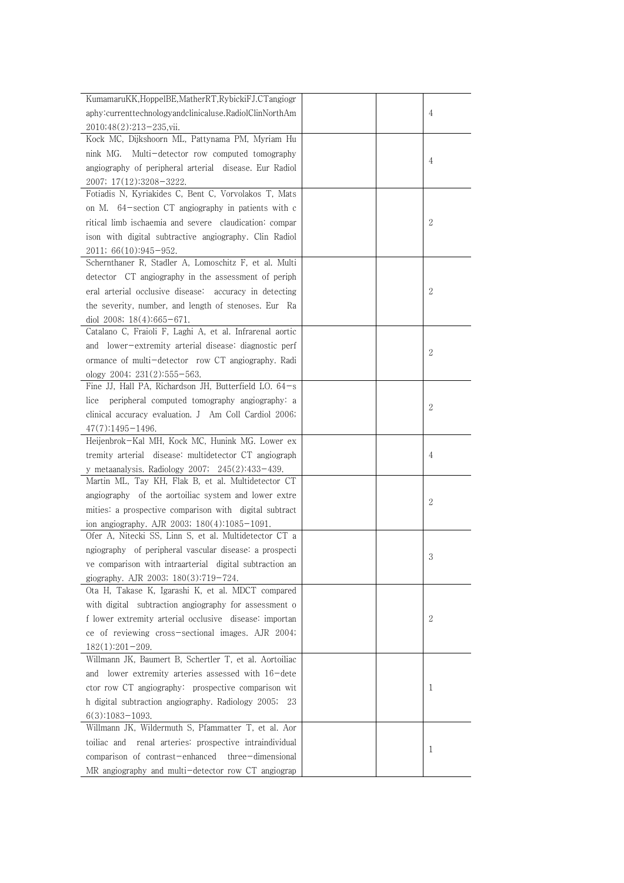| | | | |
|---|---|---|---|
| KumamaruKK,HoppelBE,MatherRT,RybickiFJ.CTangiography:currenttechnologyandclinicaluse.RadiolClinNorthAm 2010;48(2):213−235,vii. | | | 4 |
| Kock MC, Dijkshoorn ML, Pattynama PM, Myriam Hunink MG. Multi−detector row computed tomography angiography of peripheral arterial disease. Eur Radiol 2007; 17(12):3208−3222. | | | 4 |
| Fotiadis N, Kyriakides C, Bent C, Vorvolakos T, Matson M. 64−section CT angiography in patients with critical limb ischaemia and severe claudication: comparison with digital subtractive angiography. Clin Radiol 2011; 66(10):945−952. | | | 2 |
| Schernthaner R, Stadler A, Lomoschitz F, et al. Multidetector CT angiography in the assessment of peripheral arterial occlusive disease: accuracy in detecting the severity, number, and length of stenoses. Eur Radiol 2008; 18(4):665−671. | | | 2 |
| Catalano C, Fraioli F, Laghi A, et al. Infrarenal aortic and lower−extremity arterial disease: diagnostic performance of multi−detector row CT angiography. Radiology 2004; 231(2):555−563. | | | 2 |
| Fine JJ, Hall PA, Richardson JH, Butterfield LO. 64−slice peripheral computed tomography angiography: a clinical accuracy evaluation. J Am Coll Cardiol 2006; 47(7):1495−1496. | | | 2 |
| Heijenbrok−Kal MH, Kock MC, Hunink MG. Lower extremity arterial disease: multidetector CT angiography metaanalysis. Radiology 2007; 245(2):433−439. | | | 4 |
| Martin ML, Tay KH, Flak B, et al. Multidetector CT angiography of the aortoiliac system and lower extremities: a prospective comparison with digital subtraction angiography. AJR 2003; 180(4):1085−1091. | | | 2 |
| Ofer A, Nitecki SS, Linn S, et al. Multidetector CT angiography of peripheral vascular disease: a prospective comparison with intraarterial digital subtraction angiography. AJR 2003; 180(3):719−724. | | | 3 |
| Ota H, Takase K, Igarashi K, et al. MDCT compared with digital subtraction angiography for assessment of lower extremity arterial occlusive disease: importance of reviewing cross−sectional images. AJR 2004; 182(1):201−209. | | | 2 |
| Willmann JK, Baumert B, Schertler T, et al. Aortoiliac and lower extremity arteries assessed with 16−detector row CT angiography: prospective comparison with digital subtraction angiography. Radiology 2005; 236(3):1083−1093. | | | 1 |
| Willmann JK, Wildermuth S, Pfammatter T, et al. Aortoiliac and renal arteries: prospective intraindividual comparison of contrast−enhanced three−dimensional MR angiography and multi−detector row CT angiograp | | | 1 |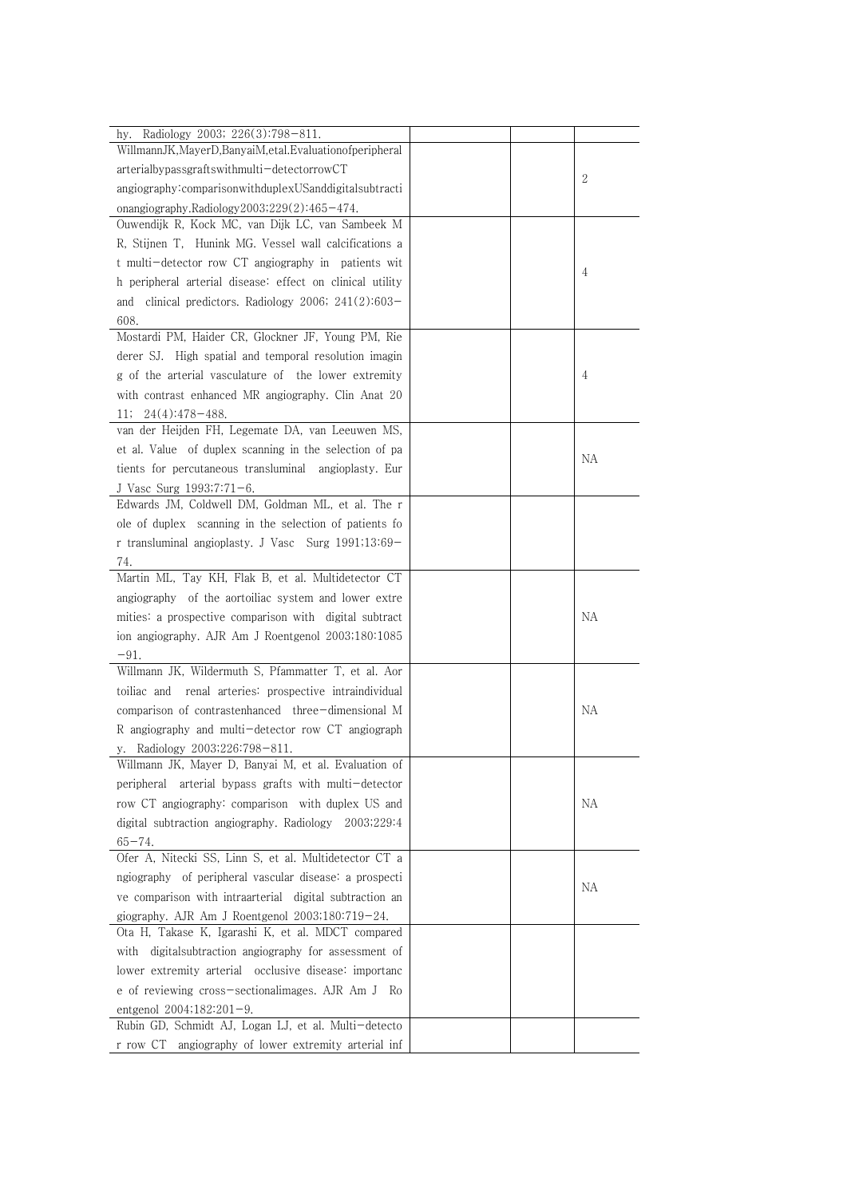| | | | |
|---|---|---|---|
| hy. Radiology 2003; 226(3):798−811. | | | |
| WillmannJK,MayerD,BanyaiM,etal.Evaluationofperipheral arterialbypassgraftswithmulti−detectorrowCT angiography:comparisonwithduplexUSanddigitalsubtraction angiography.Radiology2003;229(2):465−474. | | | 2 |
| Ouwendijk R, Kock MC, van Dijk LC, van Sambeek M R, Stijnen T, Hunink MG. Vessel wall calcifications at multi−detector row CT angiography in patients with peripheral arterial disease: effect on clinical utility and clinical predictors. Radiology 2006; 241(2):603−608. | | | 4 |
| Mostardi PM, Haider CR, Glockner JF, Young PM, Riederer SJ. High spatial and temporal resolution imaging of the arterial vasculature of the lower extremity with contrast enhanced MR angiography. Clin Anat 2011; 24(4):478−488. | | | 4 |
| van der Heijden FH, Legemate DA, van Leeuwen MS, et al. Value of duplex scanning in the selection of patients for percutaneous transluminal angioplasty. Eur J Vasc Surg 1993;7:71−6. | | | NA |
| Edwards JM, Coldwell DM, Goldman ML, et al. The role of duplex scanning in the selection of patients for transluminal angioplasty. J Vasc Surg 1991;13:69−74. | | | |
| Martin ML, Tay KH, Flak B, et al. Multidetector CT angiography of the aortoiliac system and lower extremities: a prospective comparison with digital subtraction angiography. AJR Am J Roentgenol 2003;180:1085−91. | | | NA |
| Willmann JK, Wildermuth S, Pfammatter T, et al. Aortoiliac and renal arteries: prospective intraindividual comparison of contrastenhanced three−dimensional MR angiography and multi−detector row CT angiography. Radiology 2003;226:798−811. | | | NA |
| Willmann JK, Mayer D, Banyai M, et al. Evaluation of peripheral arterial bypass grafts with multi−detector row CT angiography: comparison with duplex US and digital subtraction angiography. Radiology 2003;229:465−74. | | | NA |
| Ofer A, Nitecki SS, Linn S, et al. Multidetector CT angiography of peripheral vascular disease: a prospective comparison with intraarterial digital subtraction angiography. AJR Am J Roentgenol 2003;180:719−24. | | | NA |
| Ota H, Takase K, Igarashi K, et al. MDCT compared with digitalsubtraction angiography for assessment of lower extremity arterial occlusive disease: importance of reviewing cross−sectionalimages. AJR Am J Roentgenol 2004;182:201−9. | | | |
| Rubin GD, Schmidt AJ, Logan LJ, et al. Multi−detector row CT angiography of lower extremity arterial inf | | | |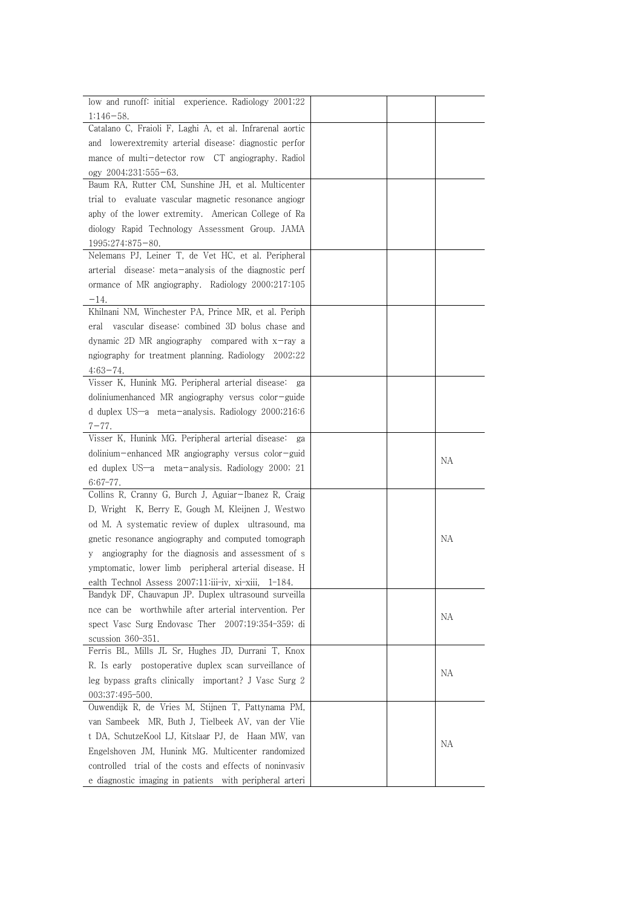| | | | |
|---|---|---|---|
| low and runoff: initial experience. Radiology 2001;221:146-58. | | | |
| Catalano C, Fraioli F, Laghi A, et al. Infrarenal aortic and lowerextremity arterial disease: diagnostic performance of multi-detector row CT angiography. Radiology 2004;231:555-63. | | | |
| Baum RA, Rutter CM, Sunshine JH, et al. Multicenter trial to evaluate vascular magnetic resonance angiography of the lower extremity. American College of Radiology Rapid Technology Assessment Group. JAMA 1995;274:875-80. | | | |
| Nelemans PJ, Leiner T, de Vet HC, et al. Peripheral arterial disease: meta-analysis of the diagnostic performance of MR angiography. Radiology 2000;217:105-14. | | | |
| Khilnani NM, Winchester PA, Prince MR, et al. Peripheral vascular disease: combined 3D bolus chase and dynamic 2D MR angiography compared with x-ray angiography for treatment planning. Radiology 2002;224:63-74. | | | |
| Visser K, Hunink MG. Peripheral arterial disease: gadoliniumenhanced MR angiography versus color-guided duplex US—a meta-analysis. Radiology 2000;216:67-77. | | | |
| Visser K, Hunink MG. Peripheral arterial disease: gadolinium-enhanced MR angiography versus color-guided duplex US—a meta-analysis. Radiology 2000; 216:67-77. | | | NA |
| Collins R, Cranny G, Burch J, Aguiar-Ibanez R, Craig D, Wright K, Berry E, Gough M, Kleijnen J, Westwood M. A systematic review of duplex ultrasound, magnetic resonance angiography and computed tomography angiography for the diagnosis and assessment of symptomatic, lower limb peripheral arterial disease. Health Technol Assess 2007;11:iii-iv, xi-xiii, 1-184. | | | NA |
| Bandyk DF, Chauvapun JP. Duplex ultrasound surveillance can be worthwhile after arterial intervention. Perspect Vasc Surg Endovasc Ther 2007;19:354-359; discussion 360-351. | | | NA |
| Ferris BL, Mills JL Sr, Hughes JD, Durrani T, Knox R. Is early postoperative duplex scan surveillance of leg bypass grafts clinically important? J Vasc Surg 2003;37:495-500. | | | NA |
| Ouwendijk R, de Vries M, Stijnen T, Pattynama PM, van Sambeek MR, Buth J, Tielbeek AV, van der Vliet DA, SchutzeKool LJ, Kitslaar PJ, de Haan MW, van Engelshoven JM, Hunink MG. Multicenter randomized controlled trial of the costs and effects of noninvasive diagnostic imaging in patients with peripheral arteri | | | NA |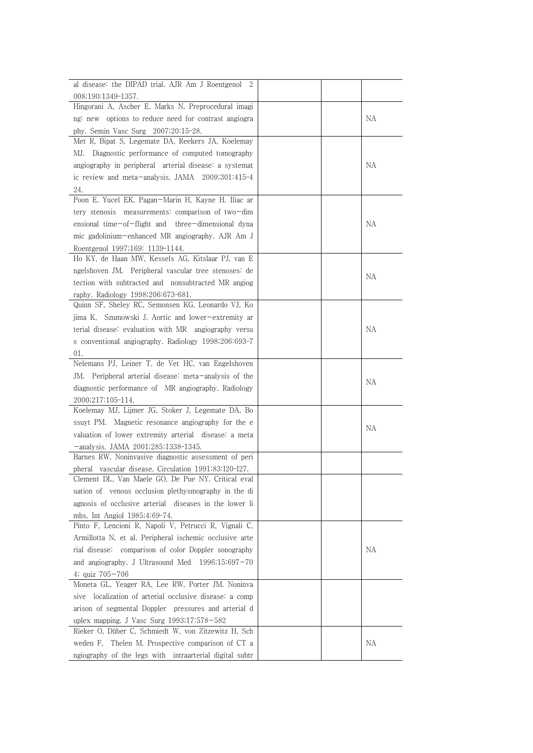| | | | |
|---|---|---|---|
| al disease: the DIPAD trial. AJR Am J Roentgenol 2008;190:1349-1357. | | | |
| Hingorani A, Ascher E, Marks N. Preprocedural imaging: new options to reduce need for contrast angiography. Semin Vasc Surg 2007;20:15-28. | | | NA |
| Met R, Bipat S, Legemate DA, Reekers JA, Koelemay MJ. Diagnostic performance of computed tomography angiography in peripheral arterial disease: a systematic review and meta-analysis. JAMA 2009;301:415-424. | | | NA |
| Poon E, Yucel EK, Pagan-Marin H, Kayne H. Iliac artery stenosis measurements: comparison of two-dimensional time-of-flight and three-dimensional dynamic gadolinium-enhanced MR angiography. AJR Am J Roentgenol 1997;169: 1139-1144. | | | NA |
| Ho KY, de Haan MW, Kessels AG, Kitslaar PJ, van Engelshoven JM. Peripheral vascular tree stenoses: detection with subtracted and nonsubtracted MR angiography. Radiology 1998;206:673-681. | | | NA |
| Quinn SF, Sheley RC, Semonsen KG, Leonardo VJ, Kojima K, Szumowski J. Aortic and lower-extremity arterial disease: evaluation with MR angiography versus conventional angiography. Radiology 1998;206:693-701. | | | NA |
| Nelemans PJ, Leiner T, de Vet HC, van Engelshoven JM. Peripheral arterial disease: meta-analysis of the diagnostic performance of MR angiography. Radiology 2000;217:105-114. | | | NA |
| Koelemay MJ, Lijmer JG, Stoker J, Legemate DA, Bossuyt PM. Magnetic resonance angiography for the evaluation of lower extremity arterial disease: a meta-analysis. JAMA 2001;285:1338-1345. | | | NA |
| Barnes RW. Noninvasive diagnostic assessment of peripheral vascular disease. Circulation 1991;83:I20-I27. | | | |
| Clement DL, Van Maele GO, De Pue NY. Critical evaluation of venous occlusion plethysmography in the diagnosis of occlusive arterial diseases in the lower limbs. Int Angiol 1985;4:69-74. | | | |
| Pinto F, Lencioni R, Napoli V, Petrucci R, Vignali C, Armillotta N, et al. Peripheral ischemic occlusive arterial disease: comparison of color Doppler sonography and angiography. J Ultrasound Med 1996;15:697-704; quiz 705-706 | | | NA |
| Moneta GL, Yeager RA, Lee RW, Porter JM. Noninvasive localization of arterial occlusive disease: a comparison of segmental Doppler pressures and arterial duplex mapping. J Vasc Surg 1993;17:578-582 | | | |
| Rieker O, Düber C, Schmiedt W, von Zitzewitz H, Schweden F, Thelen M. Prospective comparison of CT angiography of the legs with intraarterial digital subtr | | | NA |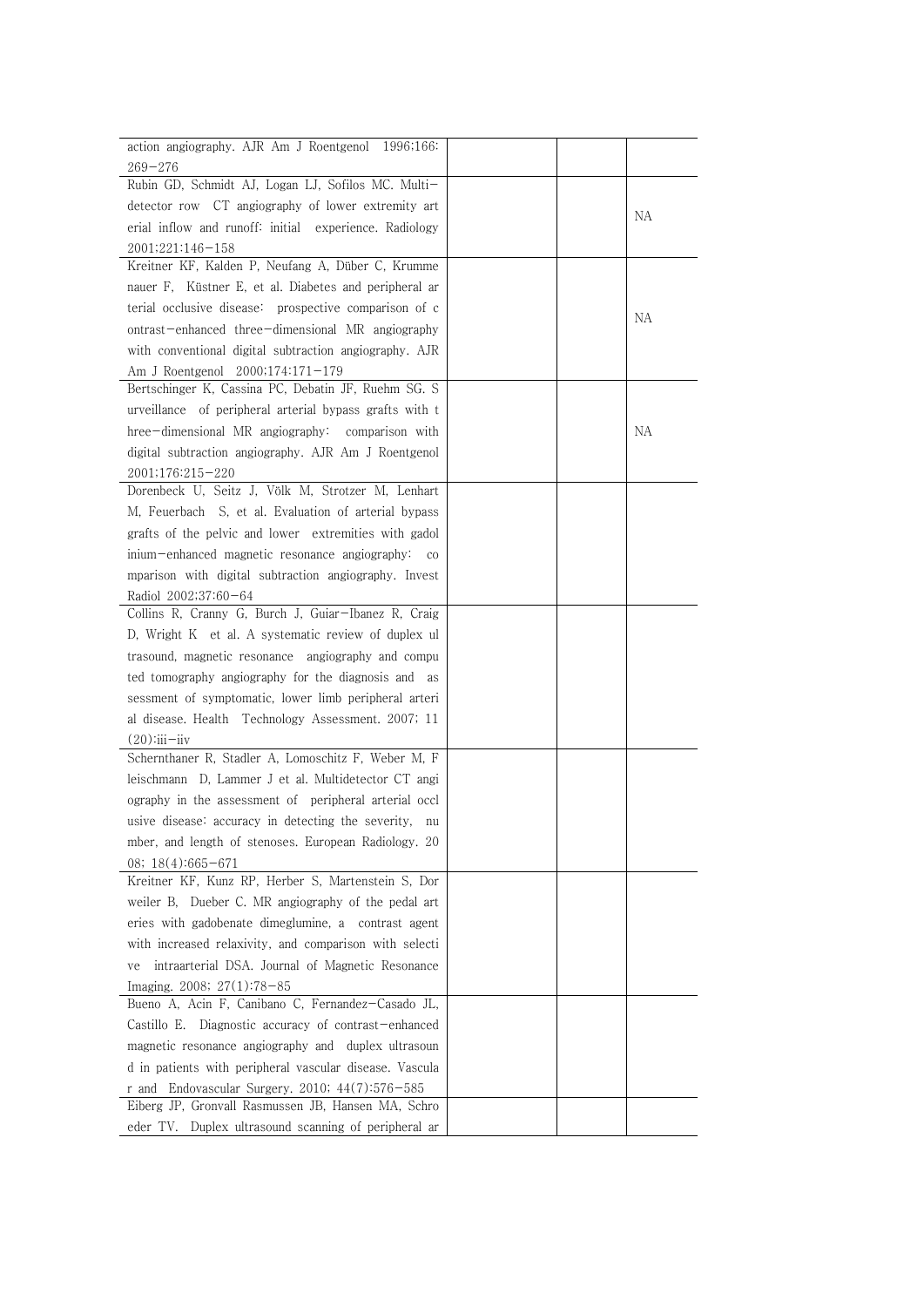| | | | |
|---|---|---|---|
| action angiography. AJR Am J Roentgenol 1996;166: 269−276 | | | |
| Rubin GD, Schmidt AJ, Logan LJ, Sofilos MC. Multi−detector row CT angiography of lower extremity arterial inflow and runoff: initial experience. Radiology 2001;221:146−158 | | | NA |
| Kreitner KF, Kalden P, Neufang A, Düber C, Krummenauer F, Küstner E, et al. Diabetes and peripheral arterial occlusive disease: prospective comparison of contrast−enhanced three−dimensional MR angiography with conventional digital subtraction angiography. AJR Am J Roentgenol 2000;174:171−179 | | | NA |
| Bertschinger K, Cassina PC, Debatin JF, Ruehm SG. Surveillance of peripheral arterial bypass grafts with three−dimensional MR angiography: comparison with digital subtraction angiography. AJR Am J Roentgenol 2001;176:215−220 | | | NA |
| Dorenbeck U, Seitz J, Völk M, Strotzer M, Lenhart M, Feuerbach S, et al. Evaluation of arterial bypass grafts of the pelvic and lower extremities with gadolinium−enhanced magnetic resonance angiography: comparison with digital subtraction angiography. Invest Radiol 2002;37:60−64 | | | |
| Collins R, Cranny G, Burch J, Guiar−Ibanez R, Craig D, Wright K et al. A systematic review of duplex ultrasound, magnetic resonance angiography and computed tomography angiography for the diagnosis and assessment of symptomatic, lower limb peripheral arterial disease. Health Technology Assessment. 2007; 11 (20):iii−iiv | | | |
| Schernthaner R, Stadler A, Lomoschitz F, Weber M, Fleischmann D, Lammer J et al. Multidetector CT angiography in the assessment of peripheral arterial occlusive disease: accuracy in detecting the severity, number, and length of stenoses. European Radiology. 2008; 18(4):665−671 | | | |
| Kreitner KF, Kunz RP, Herber S, Martenstein S, Dorweiler B, Dueber C. MR angiography of the pedal arteries with gadobenate dimeglumine, a contrast agent with increased relaxivity, and comparison with selective intraarterial DSA. Journal of Magnetic Resonance Imaging. 2008; 27(1):78−85 | | | |
| Bueno A, Acin F, Canibano C, Fernandez−Casado JL, Castillo E. Diagnostic accuracy of contrast−enhanced magnetic resonance angiography and duplex ultrasound in patients with peripheral vascular disease. Vascular and Endovascular Surgery. 2010; 44(7):576−585 | | | |
| Eiberg JP, Gronvall Rasmussen JB, Hansen MA, Schroeder TV. Duplex ultrasound scanning of peripheral ar | | | |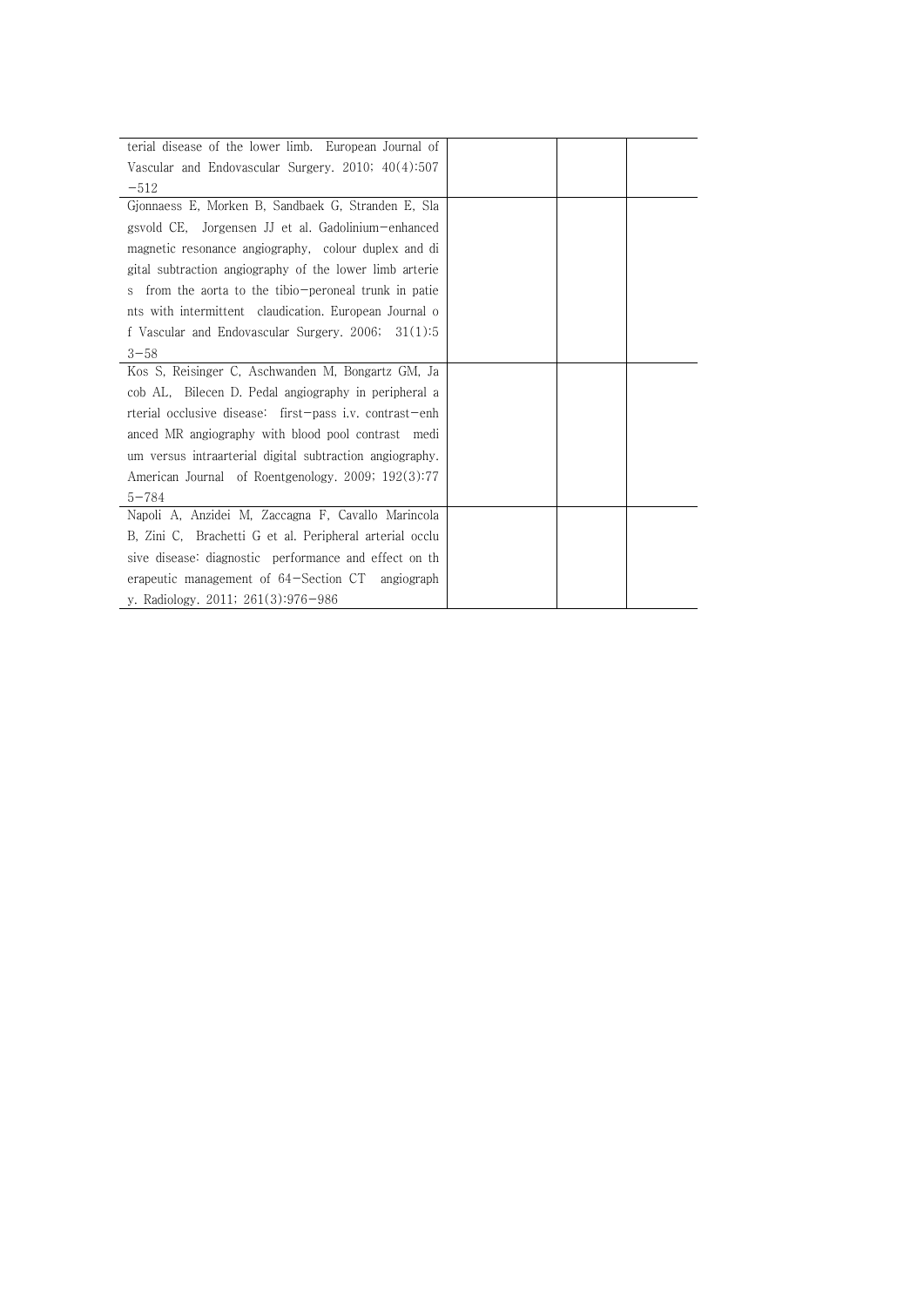| | | | |
|---|---|---|---|
| terial disease of the lower limb. European Journal of Vascular and Endovascular Surgery. 2010; 40(4):507−512 | | | |
| Gjonnaess E, Morken B, Sandbaek G, Stranden E, Slagsvold CE, Jorgensen JJ et al. Gadolinium−enhanced magnetic resonance angiography, colour duplex and digital subtraction angiography of the lower limb arteries from the aorta to the tibio−peroneal trunk in patients with intermittent claudication. European Journal of Vascular and Endovascular Surgery. 2006; 31(1):53−58 | | | |
| Kos S, Reisinger C, Aschwanden M, Bongartz GM, Jacob AL, Bilecen D. Pedal angiography in peripheral arterial occlusive disease: first−pass i.v. contrast−enhanced MR angiography with blood pool contrast medium versus intraarterial digital subtraction angiography. American Journal of Roentgenology. 2009; 192(3):775−784 | | | |
| Napoli A, Anzidei M, Zaccagna F, Cavallo Marincola B, Zini C, Brachetti G et al. Peripheral arterial occlusive disease: diagnostic performance and effect on therapeutic management of 64−Section CT angiography. Radiology. 2011; 261(3):976−986 | | | |